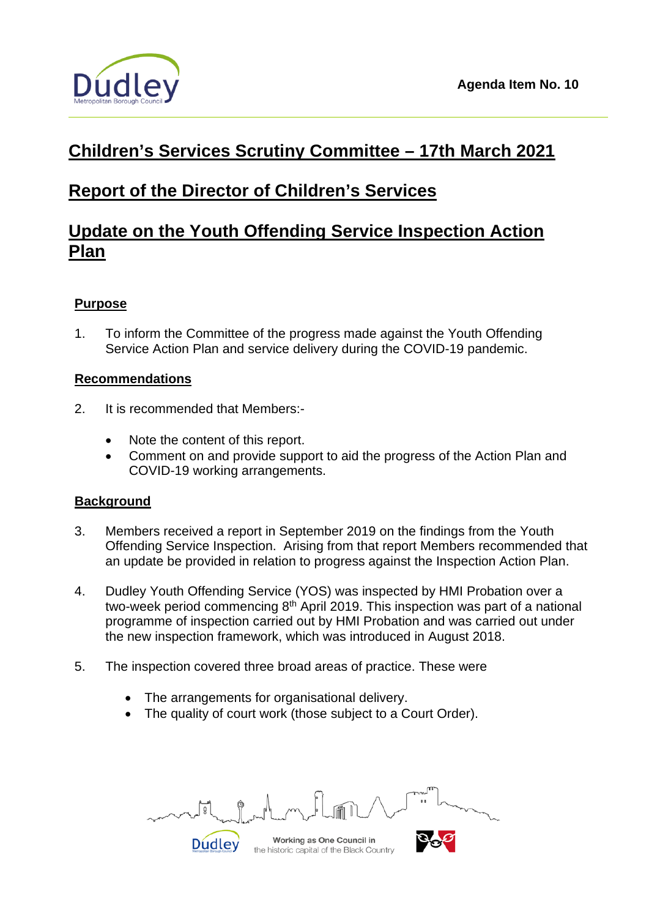Agenda Item No. 10

# Children's Services Scrutiny Committee – 17th March 2021

## Report of the Director of Children's Services

## Update on the Youth Offending Service Inspection Action Plan

### Purpose

1. To inform the Committee of the progress made against the Youth Offending Service Action Plan and service delivery during the COVID-19 pandemic.

### Recommendations

2. It is recommended that Members:-

   - Note the content of this report.
   - Comment on and provide support to aid the progress of the Action Plan and COVID-19 working arrangements.

### Background

3. Members received a report in September 2019 on the findings from the Youth Offending Service Inspection. Arising from that report Members recommended that an update be provided in relation to progress against the Inspection Action Plan.

4. Dudley Youth Offending Service (YOS) was inspected by HMI Probation over a two-week period commencing 8th April 2019. This inspection was part of a national programme of inspection carried out by HMI Probation and was carried out under the new inspection framework, which was introduced in August 2018.

5. The inspection covered three broad areas of practice. These were

   - The arrangements for organisational delivery.
   - The quality of court work (those subject to a Court Order).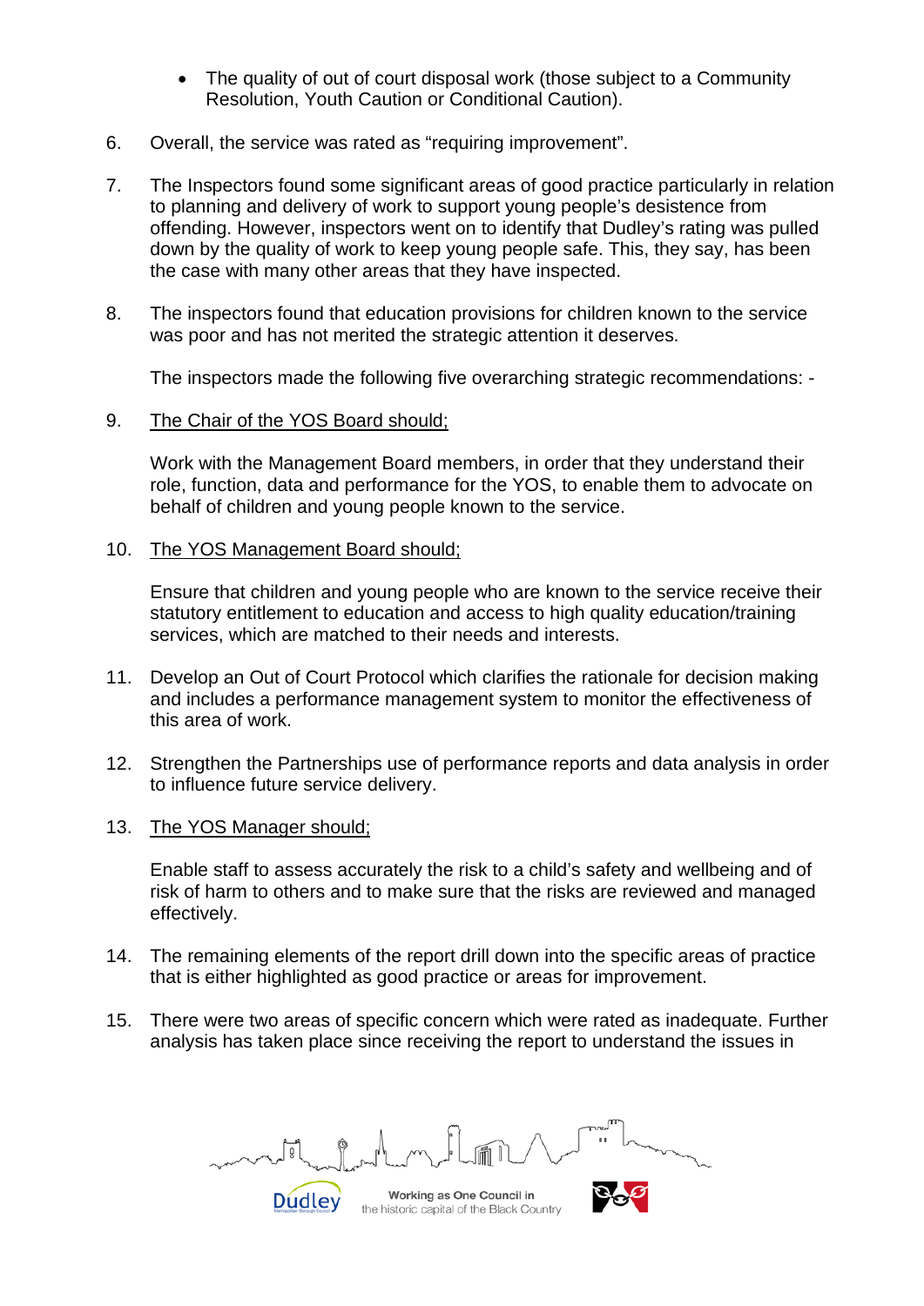- The quality of out of court disposal work (those subject to a Community Resolution, Youth Caution or Conditional Caution).

6. Overall, the service was rated as "requiring improvement".

7. The Inspectors found some significant areas of good practice particularly in relation to planning and delivery of work to support young people's desistence from offending. However, inspectors went on to identify that Dudley's rating was pulled down by the quality of work to keep young people safe. This, they say, has been the case with many other areas that they have inspected.

8. The inspectors found that education provisions for children known to the service was poor and has not merited the strategic attention it deserves.

   The inspectors made the following five overarching strategic recommendations: -

9. <u>The Chair of the YOS Board should;</u>

   Work with the Management Board members, in order that they understand their role, function, data and performance for the YOS, to enable them to advocate on behalf of children and young people known to the service.

10. <u>The YOS Management Board should;</u>

    Ensure that children and young people who are known to the service receive their statutory entitlement to education and access to high quality education/training services, which are matched to their needs and interests.

11. Develop an Out of Court Protocol which clarifies the rationale for decision making and includes a performance management system to monitor the effectiveness of this area of work.

12. Strengthen the Partnerships use of performance reports and data analysis in order to influence future service delivery.

13. <u>The YOS Manager should;</u>

    Enable staff to assess accurately the risk to a child's safety and wellbeing and of risk of harm to others and to make sure that the risks are reviewed and managed effectively.

14. The remaining elements of the report drill down into the specific areas of practice that is either highlighted as good practice or areas for improvement.

15. There were two areas of specific concern which were rated as inadequate. Further analysis has taken place since receiving the report to understand the issues in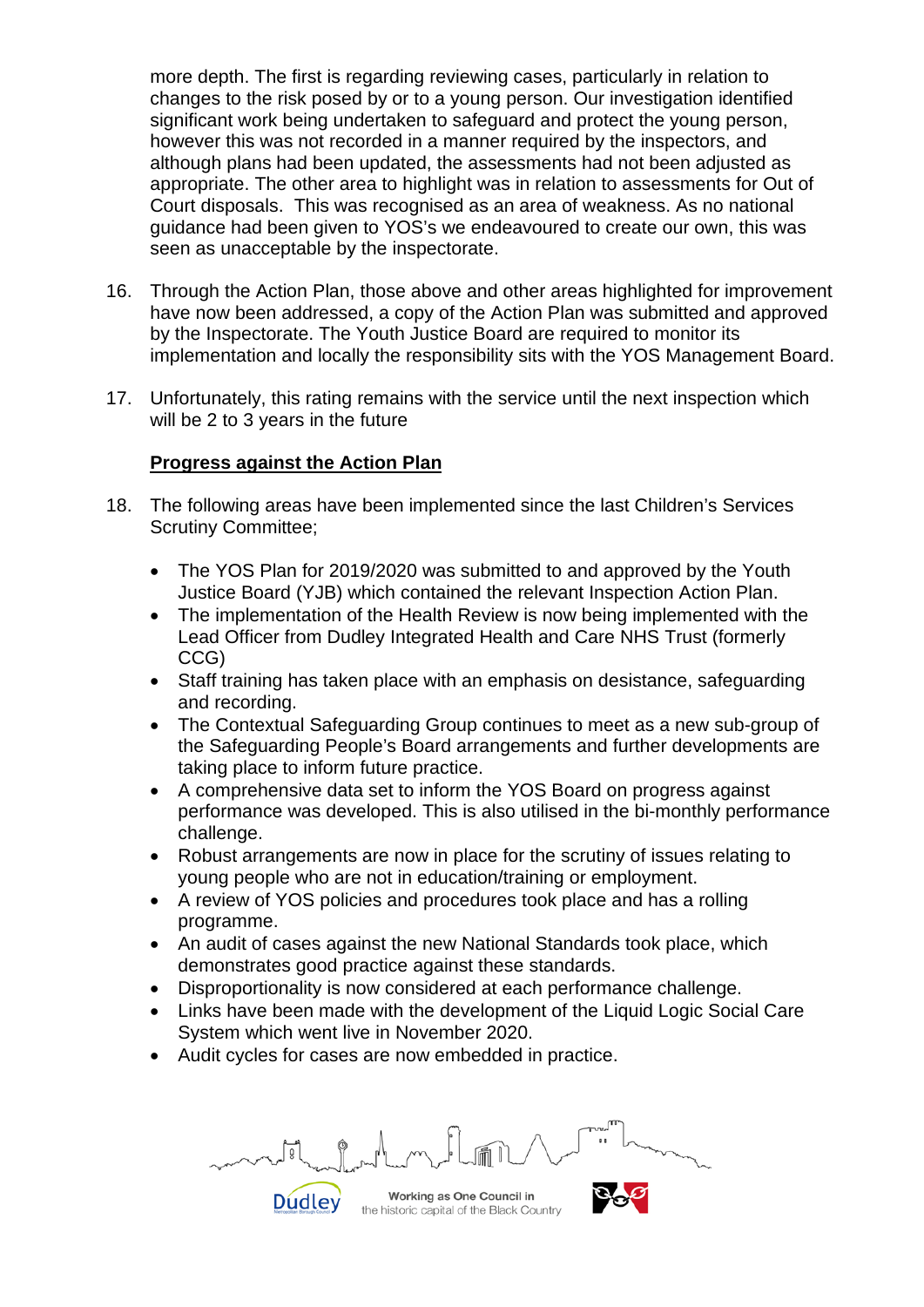more depth. The first is regarding reviewing cases, particularly in relation to changes to the risk posed by or to a young person. Our investigation identified significant work being undertaken to safeguard and protect the young person, however this was not recorded in a manner required by the inspectors, and although plans had been updated, the assessments had not been adjusted as appropriate. The other area to highlight was in relation to assessments for Out of Court disposals. This was recognised as an area of weakness. As no national guidance had been given to YOS's we endeavoured to create our own, this was seen as unacceptable by the inspectorate.

16. Through the Action Plan, those above and other areas highlighted for improvement have now been addressed, a copy of the Action Plan was submitted and approved by the Inspectorate. The Youth Justice Board are required to monitor its implementation and locally the responsibility sits with the YOS Management Board.

17. Unfortunately, this rating remains with the service until the next inspection which will be 2 to 3 years in the future

**Progress against the Action Plan**

18. The following areas have been implemented since the last Children's Services Scrutiny Committee;

- The YOS Plan for 2019/2020 was submitted to and approved by the Youth Justice Board (YJB) which contained the relevant Inspection Action Plan.
- The implementation of the Health Review is now being implemented with the Lead Officer from Dudley Integrated Health and Care NHS Trust (formerly CCG)
- Staff training has taken place with an emphasis on desistance, safeguarding and recording.
- The Contextual Safeguarding Group continues to meet as a new sub-group of the Safeguarding People's Board arrangements and further developments are taking place to inform future practice.
- A comprehensive data set to inform the YOS Board on progress against performance was developed. This is also utilised in the bi-monthly performance challenge.
- Robust arrangements are now in place for the scrutiny of issues relating to young people who are not in education/training or employment.
- A review of YOS policies and procedures took place and has a rolling programme.
- An audit of cases against the new National Standards took place, which demonstrates good practice against these standards.
- Disproportionality is now considered at each performance challenge.
- Links have been made with the development of the Liquid Logic Social Care System which went live in November 2020.
- Audit cycles for cases are now embedded in practice.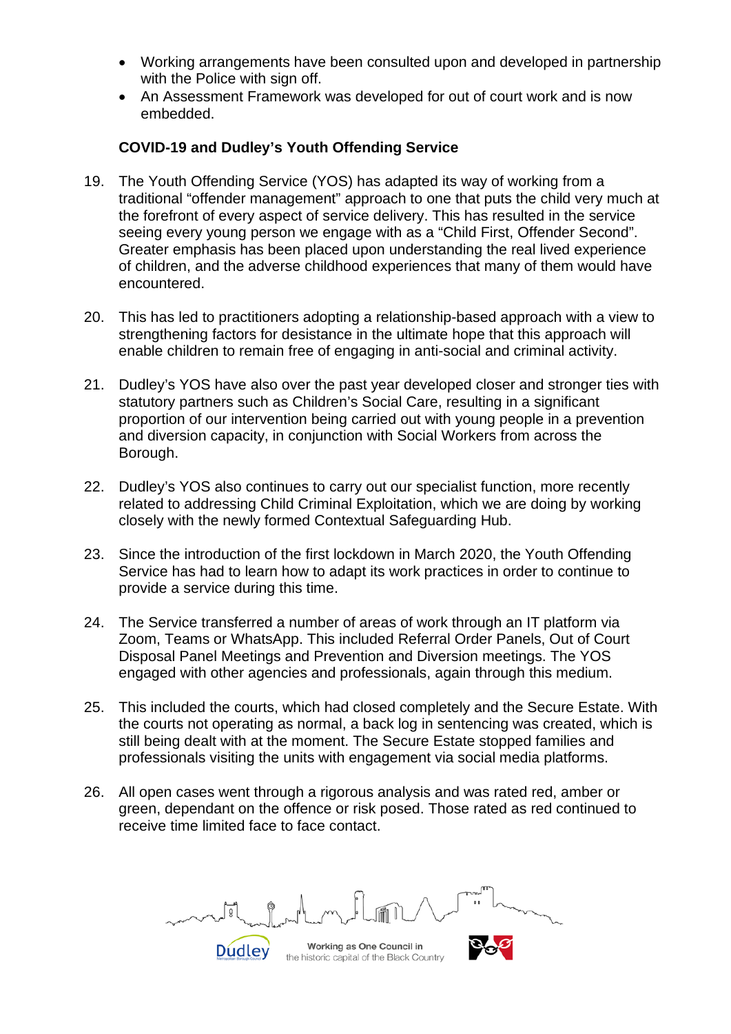- Working arrangements have been consulted upon and developed in partnership with the Police with sign off.
- An Assessment Framework was developed for out of court work and is now embedded.

**COVID-19 and Dudley's Youth Offending Service**

19. The Youth Offending Service (YOS) has adapted its way of working from a traditional "offender management" approach to one that puts the child very much at the forefront of every aspect of service delivery. This has resulted in the service seeing every young person we engage with as a "Child First, Offender Second". Greater emphasis has been placed upon understanding the real lived experience of children, and the adverse childhood experiences that many of them would have encountered.

20. This has led to practitioners adopting a relationship-based approach with a view to strengthening factors for desistance in the ultimate hope that this approach will enable children to remain free of engaging in anti-social and criminal activity.

21. Dudley's YOS have also over the past year developed closer and stronger ties with statutory partners such as Children's Social Care, resulting in a significant proportion of our intervention being carried out with young people in a prevention and diversion capacity, in conjunction with Social Workers from across the Borough.

22. Dudley's YOS also continues to carry out our specialist function, more recently related to addressing Child Criminal Exploitation, which we are doing by working closely with the newly formed Contextual Safeguarding Hub.

23. Since the introduction of the first lockdown in March 2020, the Youth Offending Service has had to learn how to adapt its work practices in order to continue to provide a service during this time.

24. The Service transferred a number of areas of work through an IT platform via Zoom, Teams or WhatsApp. This included Referral Order Panels, Out of Court Disposal Panel Meetings and Prevention and Diversion meetings. The YOS engaged with other agencies and professionals, again through this medium.

25. This included the courts, which had closed completely and the Secure Estate. With the courts not operating as normal, a back log in sentencing was created, which is still being dealt with at the moment. The Secure Estate stopped families and professionals visiting the units with engagement via social media platforms.

26. All open cases went through a rigorous analysis and was rated red, amber or green, dependant on the offence or risk posed. Those rated as red continued to receive time limited face to face contact.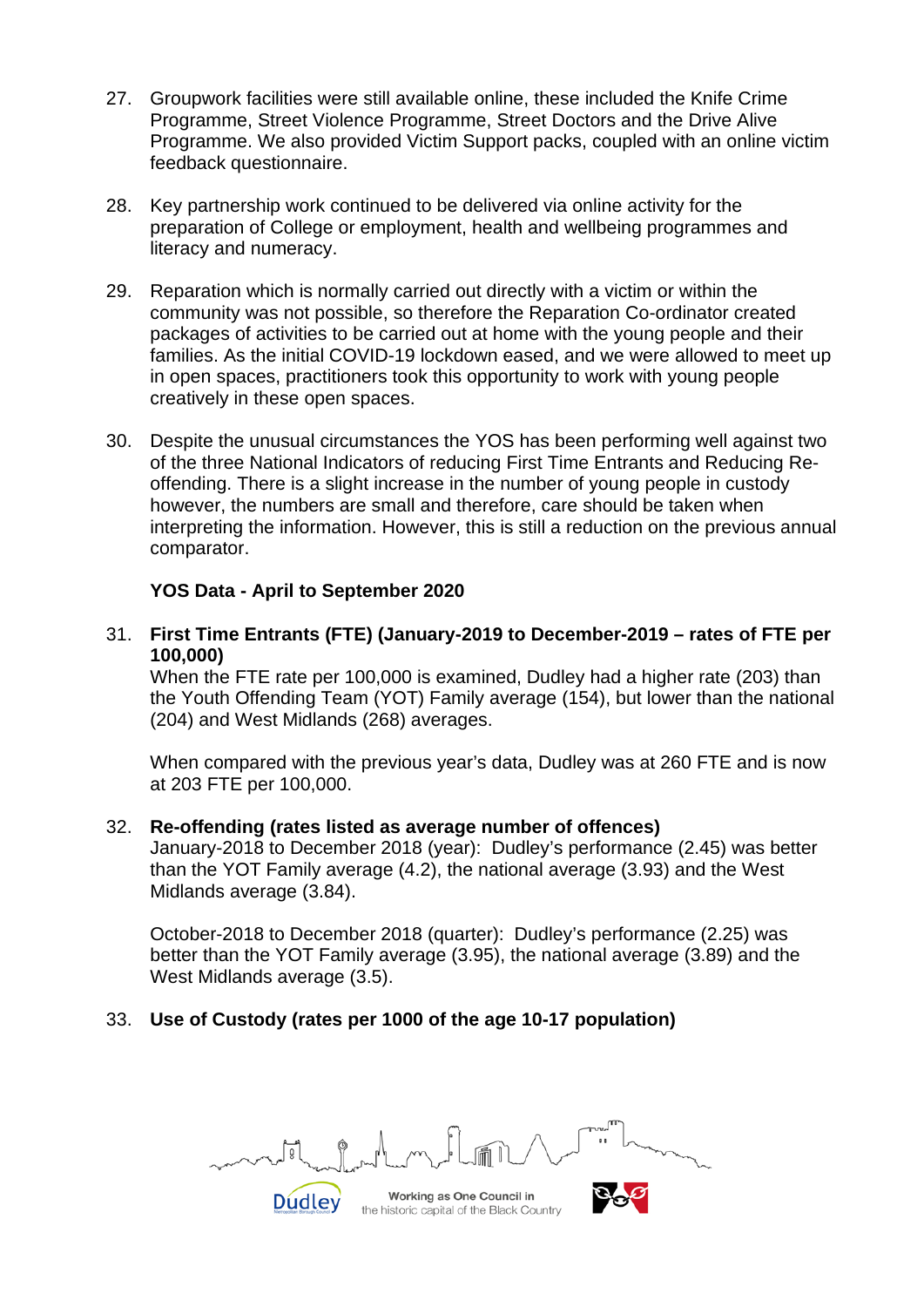27. Groupwork facilities were still available online, these included the Knife Crime Programme, Street Violence Programme, Street Doctors and the Drive Alive Programme. We also provided Victim Support packs, coupled with an online victim feedback questionnaire.

28. Key partnership work continued to be delivered via online activity for the preparation of College or employment, health and wellbeing programmes and literacy and numeracy.

29. Reparation which is normally carried out directly with a victim or within the community was not possible, so therefore the Reparation Co-ordinator created packages of activities to be carried out at home with the young people and their families. As the initial COVID-19 lockdown eased, and we were allowed to meet up in open spaces, practitioners took this opportunity to work with young people creatively in these open spaces.

30. Despite the unusual circumstances the YOS has been performing well against two of the three National Indicators of reducing First Time Entrants and Reducing Re-offending. There is a slight increase in the number of young people in custody however, the numbers are small and therefore, care should be taken when interpreting the information. However, this is still a reduction on the previous annual comparator.

**YOS Data - April to September 2020**

31. **First Time Entrants (FTE) (January-2019 to December-2019 – rates of FTE per 100,000)**
    When the FTE rate per 100,000 is examined, Dudley had a higher rate (203) than the Youth Offending Team (YOT) Family average (154), but lower than the national (204) and West Midlands (268) averages.

    When compared with the previous year's data, Dudley was at 260 FTE and is now at 203 FTE per 100,000.

32. **Re-offending (rates listed as average number of offences)**
    January-2018 to December 2018 (year): Dudley's performance (2.45) was better than the YOT Family average (4.2), the national average (3.93) and the West Midlands average (3.84).

    October-2018 to December 2018 (quarter): Dudley's performance (2.25) was better than the YOT Family average (3.95), the national average (3.89) and the West Midlands average (3.5).

33. **Use of Custody (rates per 1000 of the age 10-17 population)**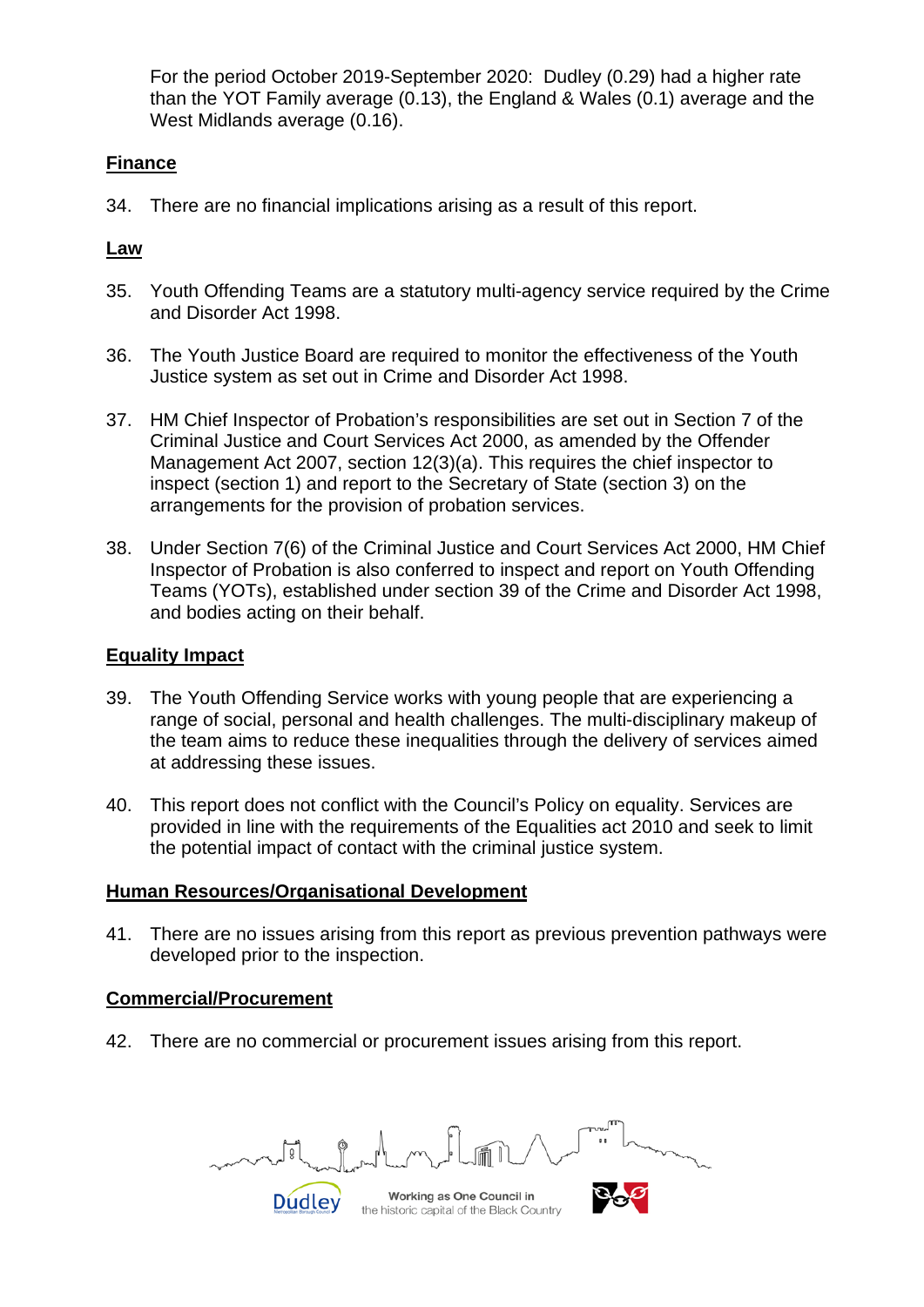For the period October 2019-September 2020: Dudley (0.29) had a higher rate than the YOT Family average (0.13), the England & Wales (0.1) average and the West Midlands average (0.16).

## Finance

34. There are no financial implications arising as a result of this report.

## Law

35. Youth Offending Teams are a statutory multi-agency service required by the Crime and Disorder Act 1998.

36. The Youth Justice Board are required to monitor the effectiveness of the Youth Justice system as set out in Crime and Disorder Act 1998.

37. HM Chief Inspector of Probation's responsibilities are set out in Section 7 of the Criminal Justice and Court Services Act 2000, as amended by the Offender Management Act 2007, section 12(3)(a). This requires the chief inspector to inspect (section 1) and report to the Secretary of State (section 3) on the arrangements for the provision of probation services.

38. Under Section 7(6) of the Criminal Justice and Court Services Act 2000, HM Chief Inspector of Probation is also conferred to inspect and report on Youth Offending Teams (YOTs), established under section 39 of the Crime and Disorder Act 1998, and bodies acting on their behalf.

## Equality Impact

39. The Youth Offending Service works with young people that are experiencing a range of social, personal and health challenges. The multi-disciplinary makeup of the team aims to reduce these inequalities through the delivery of services aimed at addressing these issues.

40. This report does not conflict with the Council's Policy on equality. Services are provided in line with the requirements of the Equalities act 2010 and seek to limit the potential impact of contact with the criminal justice system.

## Human Resources/Organisational Development

41. There are no issues arising from this report as previous prevention pathways were developed prior to the inspection.

## Commercial/Procurement

42. There are no commercial or procurement issues arising from this report.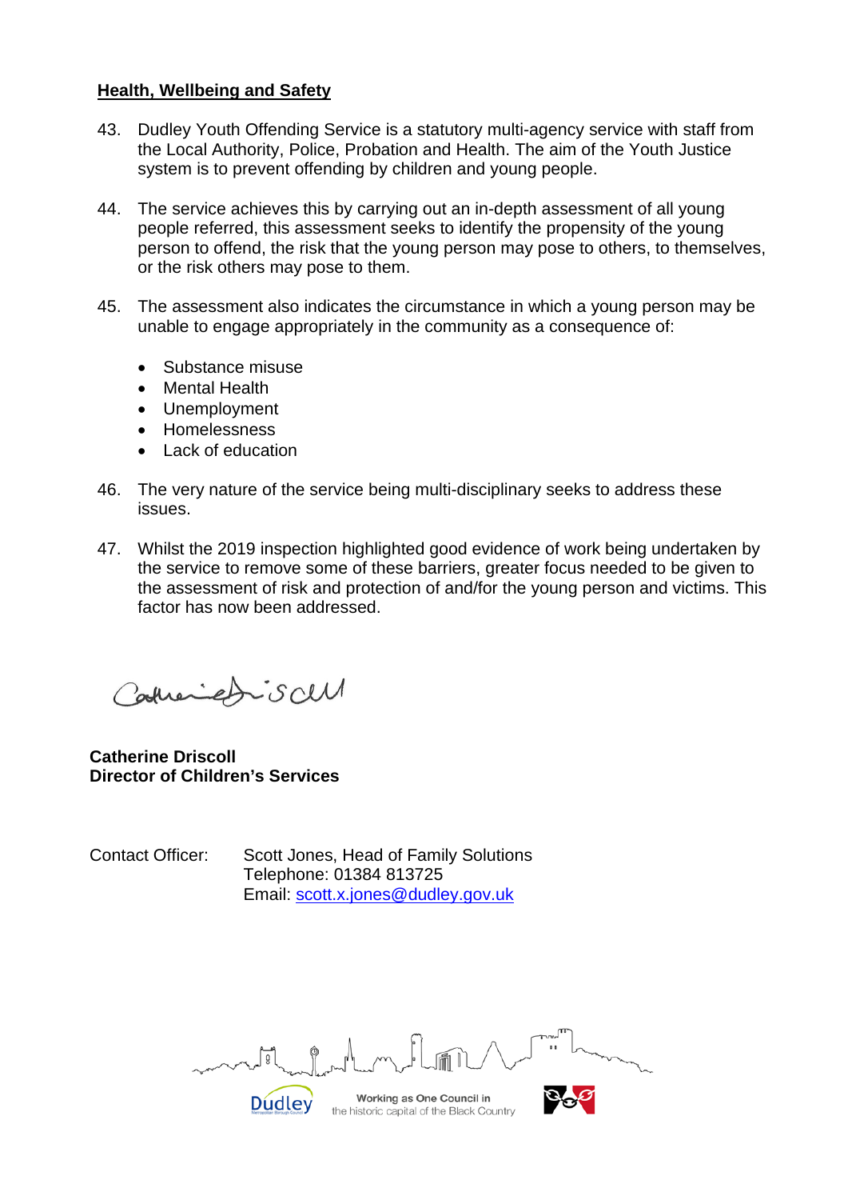## Health, Wellbeing and Safety

43. Dudley Youth Offending Service is a statutory multi-agency service with staff from the Local Authority, Police, Probation and Health. The aim of the Youth Justice system is to prevent offending by children and young people.

44. The service achieves this by carrying out an in-depth assessment of all young people referred, this assessment seeks to identify the propensity of the young person to offend, the risk that the young person may pose to others, to themselves, or the risk others may pose to them.

45. The assessment also indicates the circumstance in which a young person may be unable to engage appropriately in the community as a consequence of:

    - Substance misuse
    - Mental Health
    - Unemployment
    - Homelessness
    - Lack of education

46. The very nature of the service being multi-disciplinary seeks to address these issues.

47. Whilst the 2019 inspection highlighted good evidence of work being undertaken by the service to remove some of these barriers, greater focus needed to be given to the assessment of risk and protection of and/for the young person and victims. This factor has now been addressed.

**Catherine Driscoll**
**Director of Children's Services**

Contact Officer: Scott Jones, Head of Family Solutions
Telephone: 01384 813725
Email: scott.x.jones@dudley.gov.uk

Working as One Council in the historic capital of the Black Country